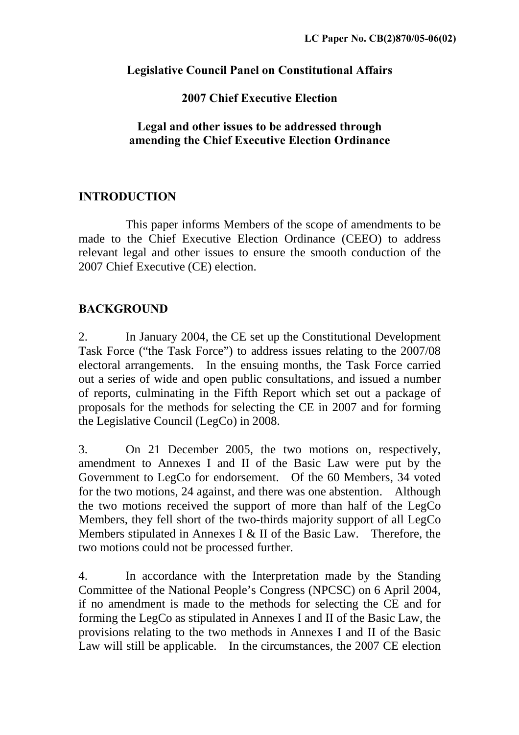**LC Paper No. CB(2)870/05-06(02)**

## Legislative Council Panel on Constitutional Affairs

## 2007 Chief Executive Election

## Legal and other issues to be addressed through amending the Chief Executive Election Ordinance

### INTRODUCTION

This paper informs Members of the scope of amendments to be made to the Chief Executive Election Ordinance (CEEO) to address relevant legal and other issues to ensure the smooth conduction of the 2007 Chief Executive (CE) election.

### BACKGROUND

2. In January 2004, the CE set up the Constitutional Development Task Force ("the Task Force") to address issues relating to the 2007/08 electoral arrangements. In the ensuing months, the Task Force carried out a series of wide and open public consultations, and issued a number of reports, culminating in the Fifth Report which set out a package of proposals for the methods for selecting the CE in 2007 and for forming the Legislative Council (LegCo) in 2008.

3. On 21 December 2005, the two motions on, respectively, amendment to Annexes I and II of the Basic Law were put by the Government to LegCo for endorsement. Of the 60 Members, 34 voted for the two motions, 24 against, and there was one abstention. Although the two motions received the support of more than half of the LegCo Members, they fell short of the two-thirds majority support of all LegCo Members stipulated in Annexes I & II of the Basic Law. Therefore, the two motions could not be processed further.

4. In accordance with the Interpretation made by the Standing Committee of the National People's Congress (NPCSC) on 6 April 2004, if no amendment is made to the methods for selecting the CE and for forming the LegCo as stipulated in Annexes I and II of the Basic Law, the provisions relating to the two methods in Annexes I and II of the Basic Law will still be applicable. In the circumstances, the 2007 CE election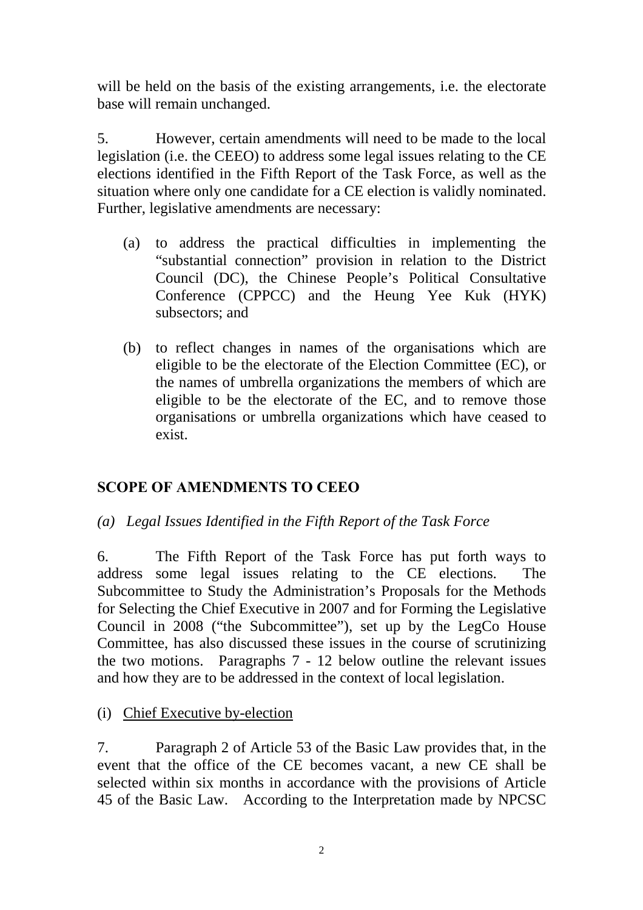will be held on the basis of the existing arrangements, i.e. the electorate base will remain unchanged.

5. However, certain amendments will need to be made to the local legislation (i.e. the CEEO) to address some legal issues relating to the CE elections identified in the Fifth Report of the Task Force, as well as the situation where only one candidate for a CE election is validly nominated. Further, legislative amendments are necessary:

(a) to address the practical difficulties in implementing the "substantial connection" provision in relation to the District Council (DC), the Chinese People's Political Consultative Conference (CPPCC) and the Heung Yee Kuk (HYK) subsectors; and

(b) to reflect changes in names of the organisations which are eligible to be the electorate of the Election Committee (EC), or the names of umbrella organizations the members of which are eligible to be the electorate of the EC, and to remove those organisations or umbrella organizations which have ceased to exist.

## SCOPE OF AMENDMENTS TO CEEO

### *(a) Legal Issues Identified in the Fifth Report of the Task Force*

6. The Fifth Report of the Task Force has put forth ways to address some legal issues relating to the CE elections. The Subcommittee to Study the Administration's Proposals for the Methods for Selecting the Chief Executive in 2007 and for Forming the Legislative Council in 2008 ("the Subcommittee"), set up by the LegCo House Committee, has also discussed these issues in the course of scrutinizing the two motions. Paragraphs 7 - 12 below outline the relevant issues and how they are to be addressed in the context of local legislation.

(i) Chief Executive by-election

7. Paragraph 2 of Article 53 of the Basic Law provides that, in the event that the office of the CE becomes vacant, a new CE shall be selected within six months in accordance with the provisions of Article 45 of the Basic Law. According to the Interpretation made by NPCSC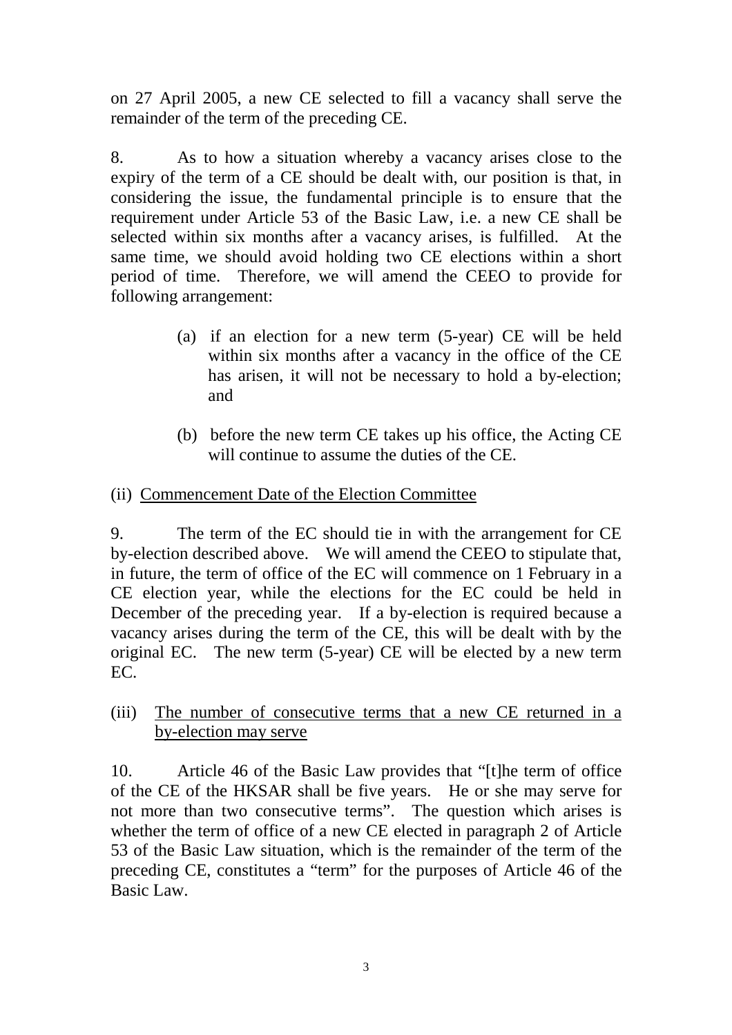on 27 April 2005, a new CE selected to fill a vacancy shall serve the remainder of the term of the preceding CE.

8. As to how a situation whereby a vacancy arises close to the expiry of the term of a CE should be dealt with, our position is that, in considering the issue, the fundamental principle is to ensure that the requirement under Article 53 of the Basic Law, i.e. a new CE shall be selected within six months after a vacancy arises, is fulfilled. At the same time, we should avoid holding two CE elections within a short period of time. Therefore, we will amend the CEEO to provide for following arrangement:

> (a) if an election for a new term (5-year) CE will be held within six months after a vacancy in the office of the CE has arisen, it will not be necessary to hold a by-election; and
>
> (b) before the new term CE takes up his office, the Acting CE will continue to assume the duties of the CE.

(ii) <u>Commencement Date of the Election Committee</u>

9. The term of the EC should tie in with the arrangement for CE by-election described above. We will amend the CEEO to stipulate that, in future, the term of office of the EC will commence on 1 February in a CE election year, while the elections for the EC could be held in December of the preceding year. If a by-election is required because a vacancy arises during the term of the CE, this will be dealt with by the original EC. The new term (5-year) CE will be elected by a new term EC.

(iii) <u>The number of consecutive terms that a new CE returned in a by-election may serve</u>

10. Article 46 of the Basic Law provides that "[t]he term of office of the CE of the HKSAR shall be five years. He or she may serve for not more than two consecutive terms". The question which arises is whether the term of office of a new CE elected in paragraph 2 of Article 53 of the Basic Law situation, which is the remainder of the term of the preceding CE, constitutes a "term" for the purposes of Article 46 of the Basic Law.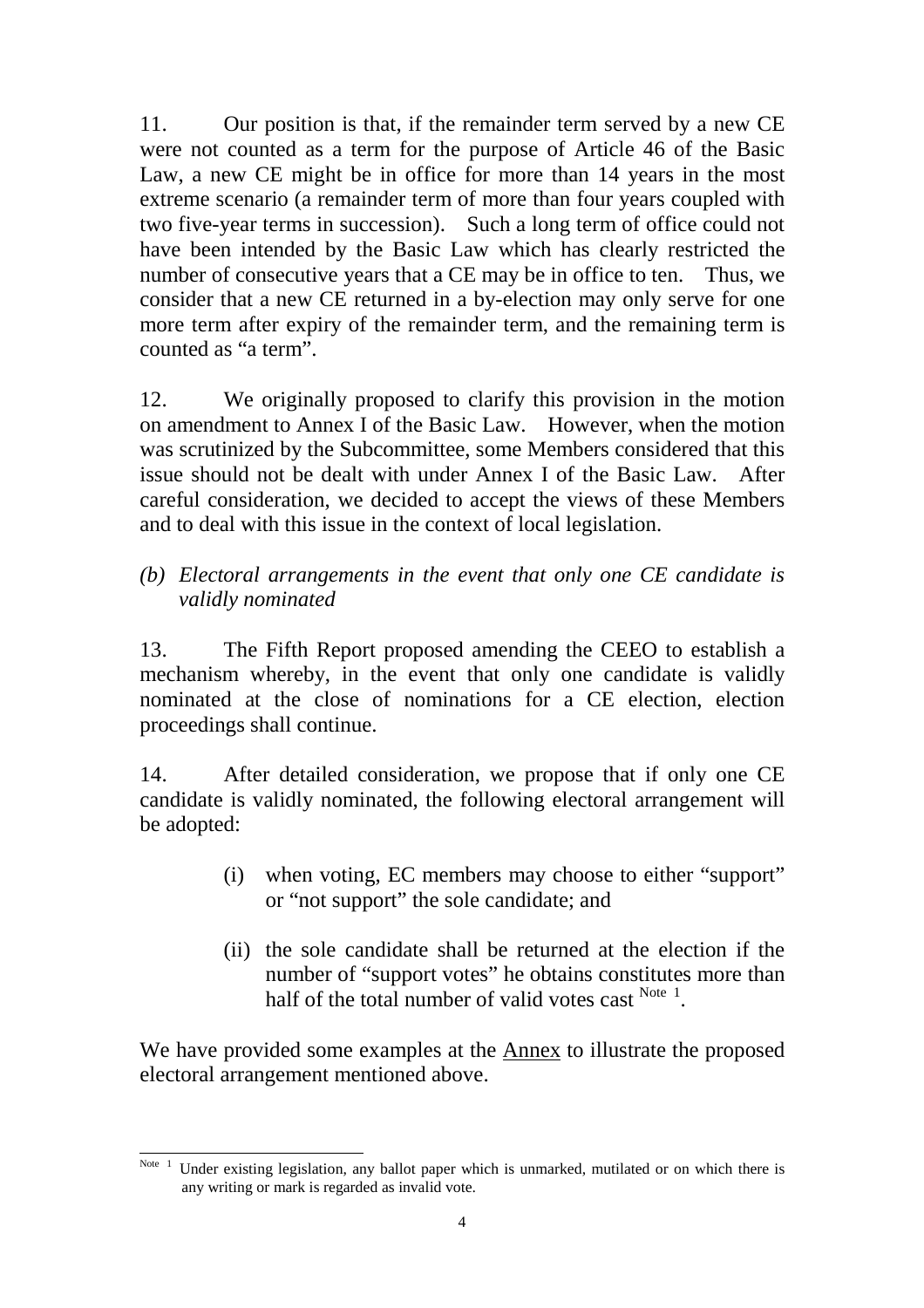11. Our position is that, if the remainder term served by a new CE were not counted as a term for the purpose of Article 46 of the Basic Law, a new CE might be in office for more than 14 years in the most extreme scenario (a remainder term of more than four years coupled with two five-year terms in succession). Such a long term of office could not have been intended by the Basic Law which has clearly restricted the number of consecutive years that a CE may be in office to ten. Thus, we consider that a new CE returned in a by-election may only serve for one more term after expiry of the remainder term, and the remaining term is counted as "a term".

12. We originally proposed to clarify this provision in the motion on amendment to Annex I of the Basic Law. However, when the motion was scrutinized by the Subcommittee, some Members considered that this issue should not be dealt with under Annex I of the Basic Law. After careful consideration, we decided to accept the views of these Members and to deal with this issue in the context of local legislation.

*(b) Electoral arrangements in the event that only one CE candidate is validly nominated*

13. The Fifth Report proposed amending the CEEO to establish a mechanism whereby, in the event that only one candidate is validly nominated at the close of nominations for a CE election, election proceedings shall continue.

14. After detailed consideration, we propose that if only one CE candidate is validly nominated, the following electoral arrangement will be adopted:

> (i) when voting, EC members may choose to either "support" or "not support" the sole candidate; and
>
> (ii) the sole candidate shall be returned at the election if the number of "support votes" he obtains constitutes more than half of the total number of valid votes cast [Note 1].

We have provided some examples at the Annex to illustrate the proposed electoral arrangement mentioned above.

---

[Note 1] Under existing legislation, any ballot paper which is unmarked, mutilated or on which there is any writing or mark is regarded as invalid vote.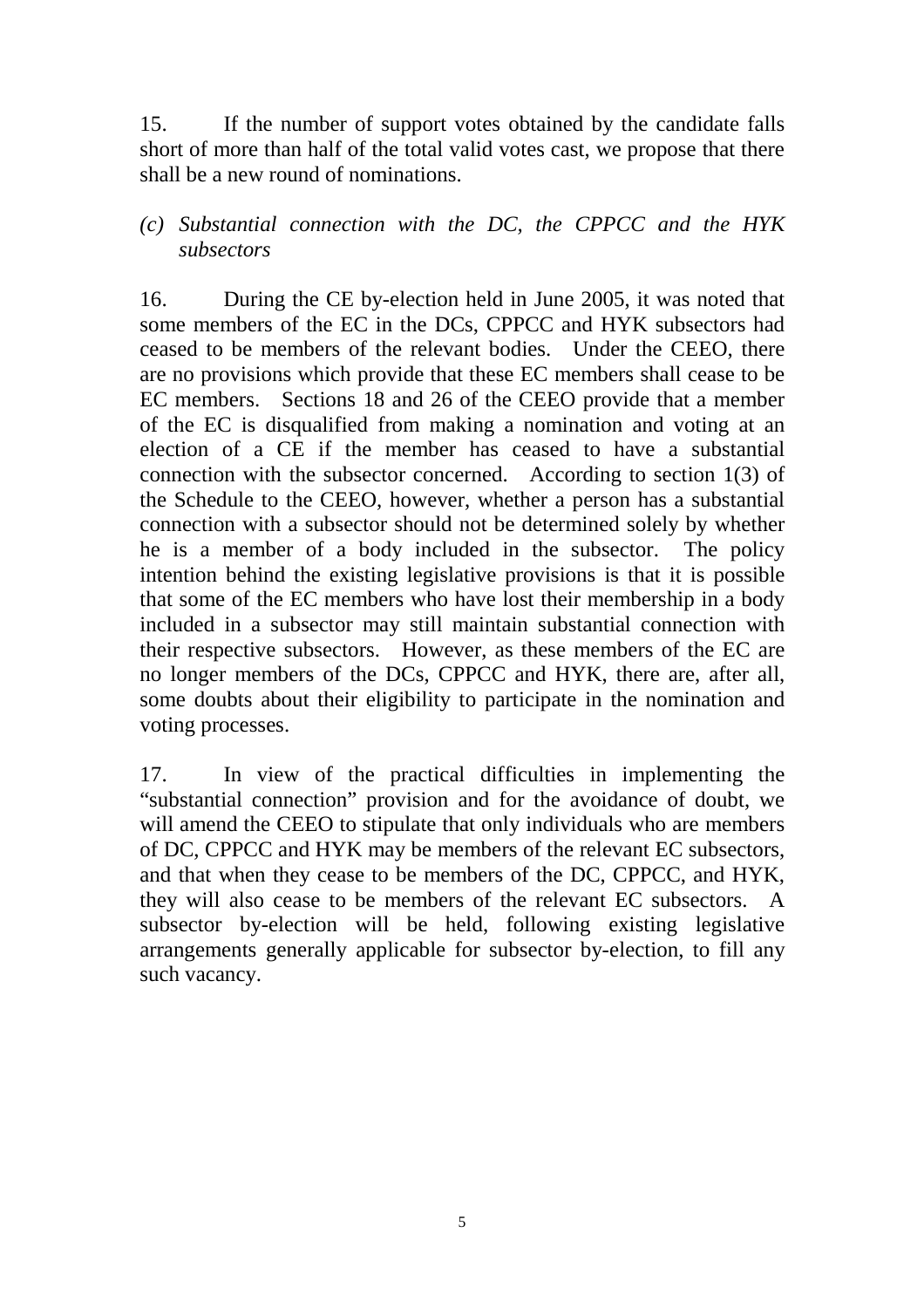15. If the number of support votes obtained by the candidate falls short of more than half of the total valid votes cast, we propose that there shall be a new round of nominations.

*(c) Substantial connection with the DC, the CPPCC and the HYK subsectors*

16. During the CE by-election held in June 2005, it was noted that some members of the EC in the DCs, CPPCC and HYK subsectors had ceased to be members of the relevant bodies. Under the CEEO, there are no provisions which provide that these EC members shall cease to be EC members. Sections 18 and 26 of the CEEO provide that a member of the EC is disqualified from making a nomination and voting at an election of a CE if the member has ceased to have a substantial connection with the subsector concerned. According to section 1(3) of the Schedule to the CEEO, however, whether a person has a substantial connection with a subsector should not be determined solely by whether he is a member of a body included in the subsector. The policy intention behind the existing legislative provisions is that it is possible that some of the EC members who have lost their membership in a body included in a subsector may still maintain substantial connection with their respective subsectors. However, as these members of the EC are no longer members of the DCs, CPPCC and HYK, there are, after all, some doubts about their eligibility to participate in the nomination and voting processes.

17. In view of the practical difficulties in implementing the "substantial connection" provision and for the avoidance of doubt, we will amend the CEEO to stipulate that only individuals who are members of DC, CPPCC and HYK may be members of the relevant EC subsectors, and that when they cease to be members of the DC, CPPCC, and HYK, they will also cease to be members of the relevant EC subsectors. A subsector by-election will be held, following existing legislative arrangements generally applicable for subsector by-election, to fill any such vacancy.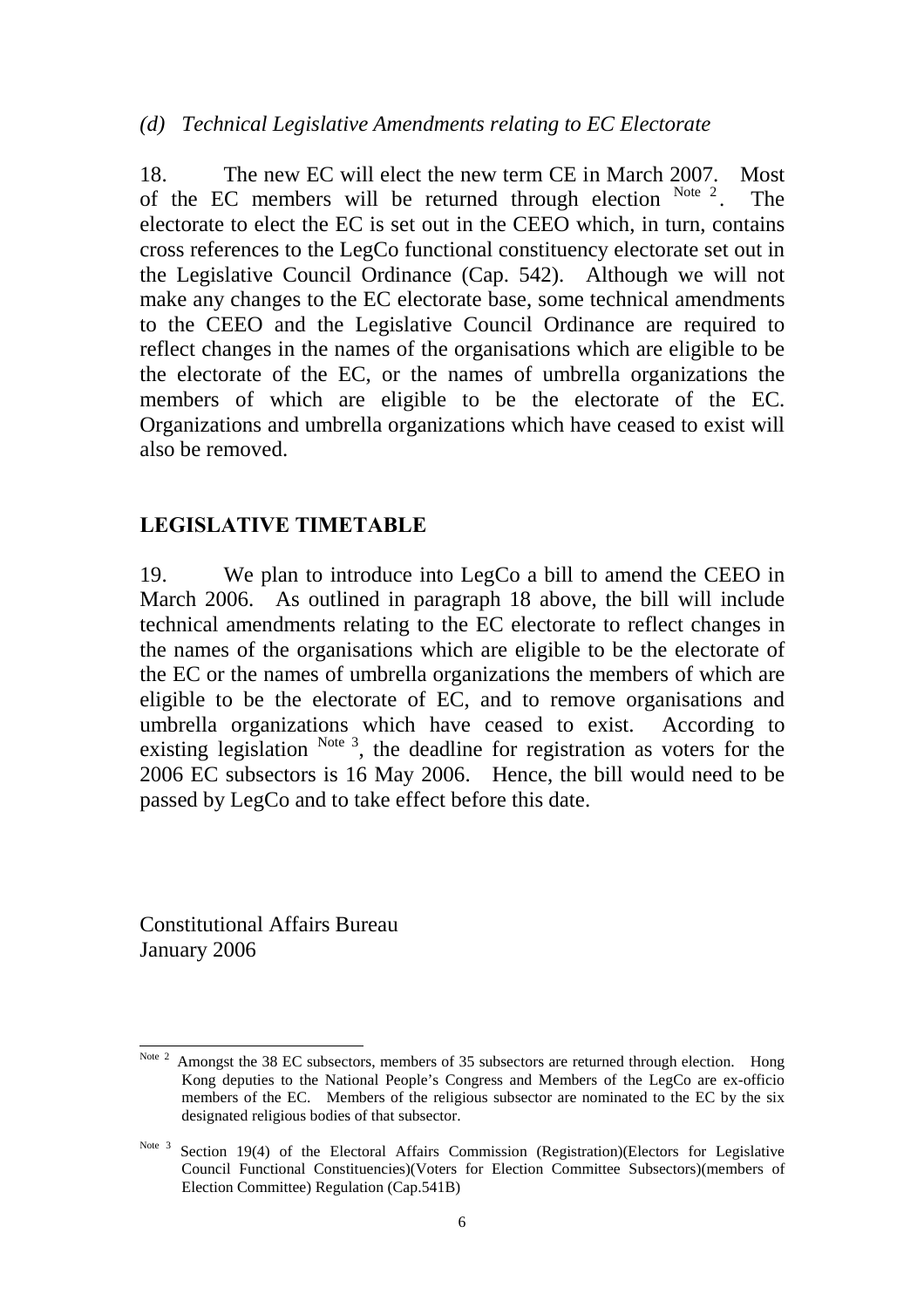*(d) Technical Legislative Amendments relating to EC Electorate*

18. The new EC will elect the new term CE in March 2007. Most of the EC members will be returned through election [Note 2]. The electorate to elect the EC is set out in the CEEO which, in turn, contains cross references to the LegCo functional constituency electorate set out in the Legislative Council Ordinance (Cap. 542). Although we will not make any changes to the EC electorate base, some technical amendments to the CEEO and the Legislative Council Ordinance are required to reflect changes in the names of the organisations which are eligible to be the electorate of the EC, or the names of umbrella organizations the members of which are eligible to be the electorate of the EC. Organizations and umbrella organizations which have ceased to exist will also be removed.

## LEGISLATIVE TIMETABLE

19. We plan to introduce into LegCo a bill to amend the CEEO in March 2006. As outlined in paragraph 18 above, the bill will include technical amendments relating to the EC electorate to reflect changes in the names of the organisations which are eligible to be the electorate of the EC or the names of umbrella organizations the members of which are eligible to be the electorate of EC, and to remove organisations and umbrella organizations which have ceased to exist. According to existing legislation [Note 3], the deadline for registration as voters for the 2006 EC subsectors is 16 May 2006. Hence, the bill would need to be passed by LegCo and to take effect before this date.

Constitutional Affairs Bureau
January 2006

---

[Note 2] Amongst the 38 EC subsectors, members of 35 subsectors are returned through election. Hong Kong deputies to the National People's Congress and Members of the LegCo are ex-officio members of the EC. Members of the religious subsector are nominated to the EC by the six designated religious bodies of that subsector.

[Note 3] Section 19(4) of the Electoral Affairs Commission (Registration)(Electors for Legislative Council Functional Constituencies)(Voters for Election Committee Subsectors)(members of Election Committee) Regulation (Cap.541B)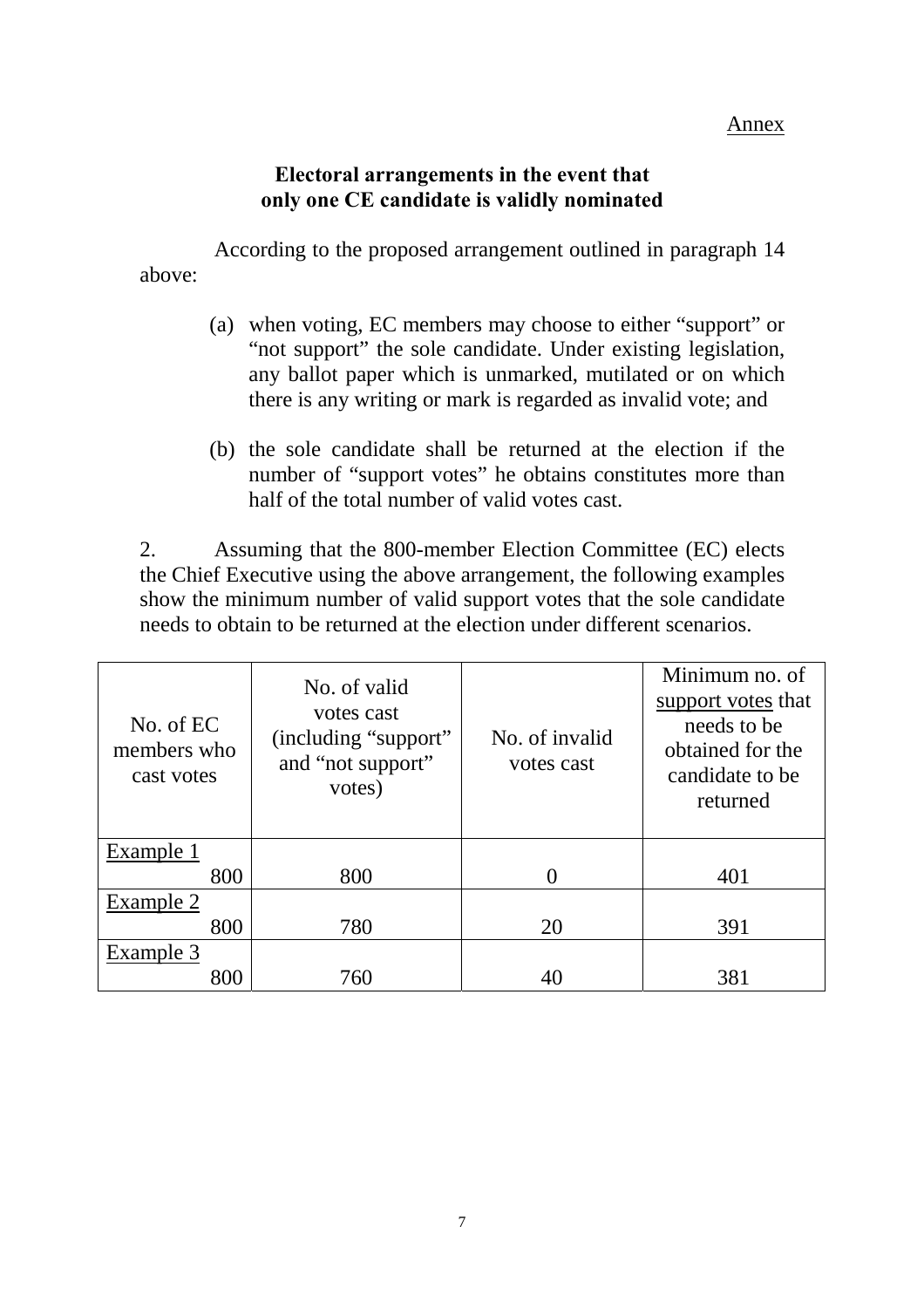Annex

## Electoral arrangements in the event that only one CE candidate is validly nominated

According to the proposed arrangement outlined in paragraph 14 above:

(a) when voting, EC members may choose to either "support" or "not support" the sole candidate. Under existing legislation, any ballot paper which is unmarked, mutilated or on which there is any writing or mark is regarded as invalid vote; and

(b) the sole candidate shall be returned at the election if the number of "support votes" he obtains constitutes more than half of the total number of valid votes cast.

2. Assuming that the 800-member Election Committee (EC) elects the Chief Executive using the above arrangement, the following examples show the minimum number of valid support votes that the sole candidate needs to obtain to be returned at the election under different scenarios.

| No. of EC members who cast votes | No. of valid votes cast (including "support" and "not support" votes) | No. of invalid votes cast | Minimum no. of support votes that needs to be obtained for the candidate to be returned |
|---|---|---|---|
| Example 1<br>800 | 800 | 0 | 401 |
| Example 2<br>800 | 780 | 20 | 391 |
| Example 3<br>800 | 760 | 40 | 381 |